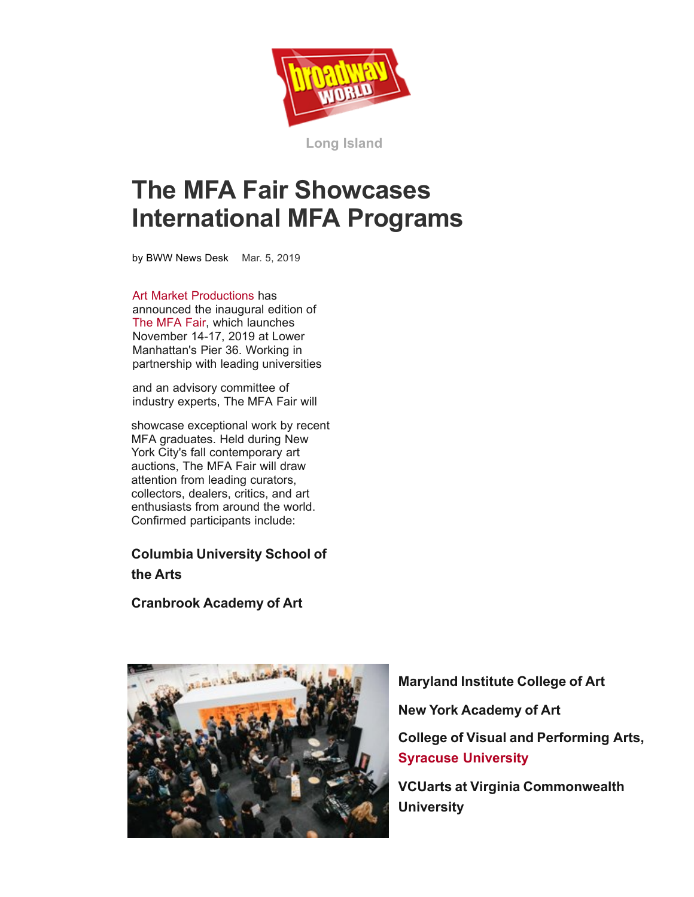Long Island

# The MFA Fair Showcases International MFA Programs

by BWW News Desk   Mar. 5, 2019

Art Market Productions has announced the inaugural edition of The MFA Fair, which launches November 14-17, 2019 at Lower Manhattan's Pier 36. Working in partnership with leading universities and an advisory committee of industry experts, The MFA Fair will showcase exceptional work by recent MFA graduates. Held during New York City's fall contemporary art auctions, The MFA Fair will draw attention from leading curators, collectors, dealers, critics, and art enthusiasts from around the world. Confirmed participants include:

**Columbia University School of the Arts**

**Cranbrook Academy of Art**

**Maryland Institute College of Art**

**New York Academy of Art**

**College of Visual and Performing Arts, Syracuse University**

**VCUarts at Virginia Commonwealth University**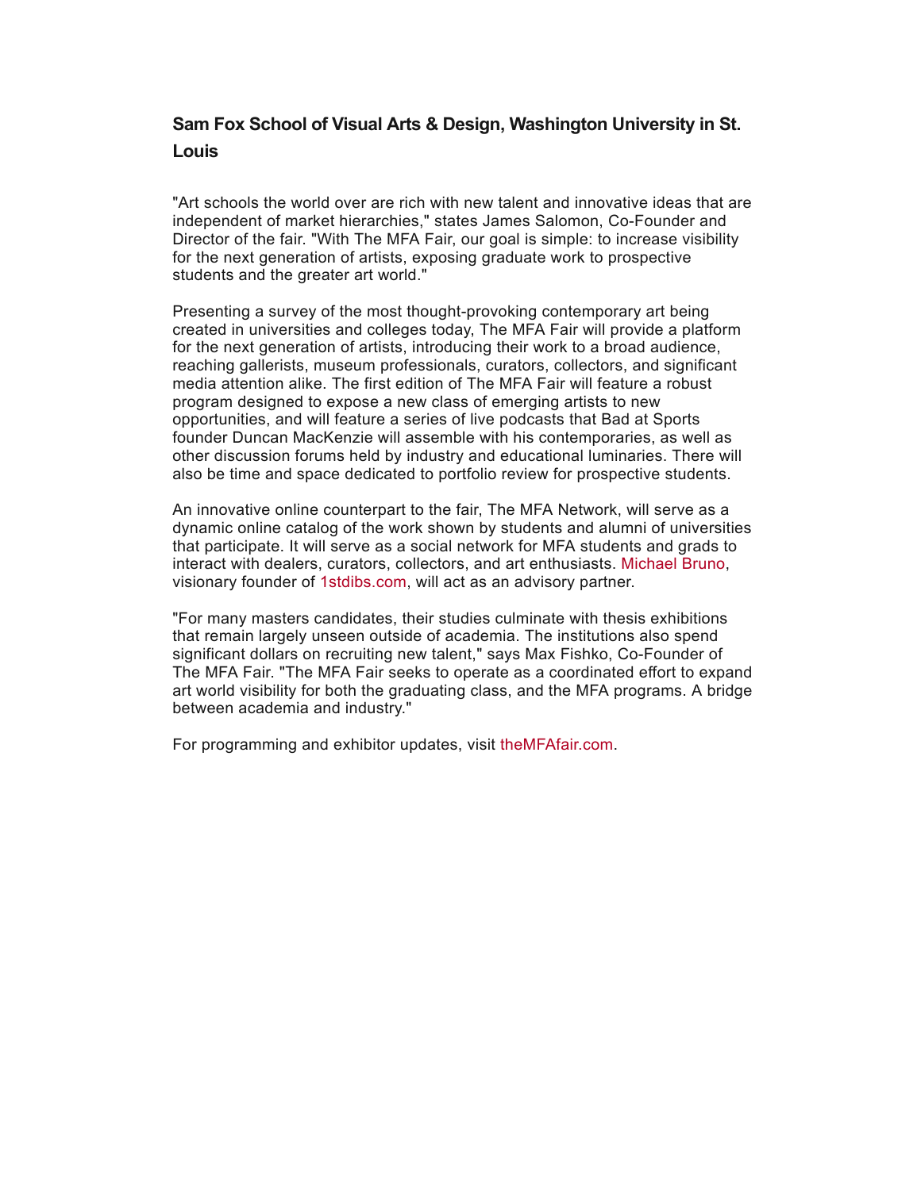### Sam Fox School of Visual Arts & Design, Washington University in St. Louis

"Art schools the world over are rich with new talent and innovative ideas that are independent of market hierarchies," states James Salomon, Co-Founder and Director of the fair. "With The MFA Fair, our goal is simple: to increase visibility for the next generation of artists, exposing graduate work to prospective students and the greater art world."

Presenting a survey of the most thought-provoking contemporary art being created in universities and colleges today, The MFA Fair will provide a platform for the next generation of artists, introducing their work to a broad audience, reaching gallerists, museum professionals, curators, collectors, and significant media attention alike. The first edition of The MFA Fair will feature a robust program designed to expose a new class of emerging artists to new opportunities, and will feature a series of live podcasts that Bad at Sports founder Duncan MacKenzie will assemble with his contemporaries, as well as other discussion forums held by industry and educational luminaries. There will also be time and space dedicated to portfolio review for prospective students.

An innovative online counterpart to the fair, The MFA Network, will serve as a dynamic online catalog of the work shown by students and alumni of universities that participate. It will serve as a social network for MFA students and grads to interact with dealers, curators, collectors, and art enthusiasts. Michael Bruno, visionary founder of 1stdibs.com, will act as an advisory partner.

"For many masters candidates, their studies culminate with thesis exhibitions that remain largely unseen outside of academia. The institutions also spend significant dollars on recruiting new talent," says Max Fishko, Co-Founder of The MFA Fair. "The MFA Fair seeks to operate as a coordinated effort to expand art world visibility for both the graduating class, and the MFA programs. A bridge between academia and industry."

For programming and exhibitor updates, visit theMFAfair.com.